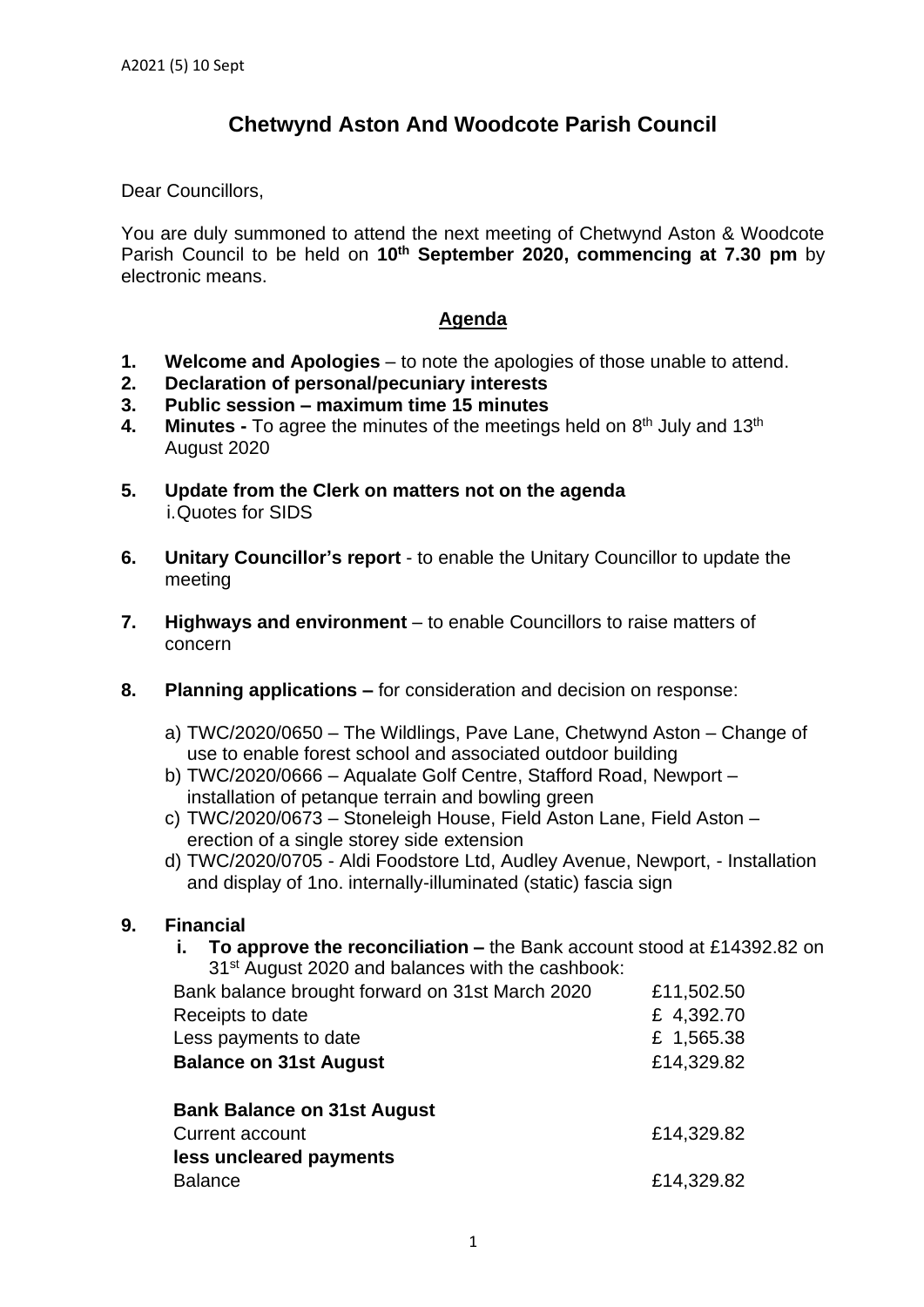A2021 (5) 10 Sept

# Chetwynd Aston And Woodcote Parish Council

Dear Councillors,

You are duly summoned to attend the next meeting of Chetwynd Aston & Woodcote Parish Council to be held on **10th September 2020, commencing at 7.30 pm** by electronic means.

## Agenda

1. **Welcome and Apologies** – to note the apologies of those unable to attend.
2. **Declaration of personal/pecuniary interests**
3. **Public session – maximum time 15 minutes**
4. **Minutes -** To agree the minutes of the meetings held on 8th July and 13th August 2020
5. **Update from the Clerk on matters not on the agenda**
   i. Quotes for SIDS
6. **Unitary Councillor's report** - to enable the Unitary Councillor to update the meeting
7. **Highways and environment** – to enable Councillors to raise matters of concern
8. **Planning applications –** for consideration and decision on response:
   a) TWC/2020/0650 – The Wildlings, Pave Lane, Chetwynd Aston – Change of use to enable forest school and associated outdoor building
   b) TWC/2020/0666 – Aqualate Golf Centre, Stafford Road, Newport – installation of petanque terrain and bowling green
   c) TWC/2020/0673 – Stoneleigh House, Field Aston Lane, Field Aston – erection of a single storey side extension
   d) TWC/2020/0705 - Aldi Foodstore Ltd, Audley Avenue, Newport, - Installation and display of 1no. internally-illuminated (static) fascia sign
9. **Financial**
   i. **To approve the reconciliation –** the Bank account stood at £14392.82 on 31st August 2020 and balances with the cashbook:

| | |
|---|---|
| Bank balance brought forward on 31st March 2020 | £11,502.50 |
| Receipts to date | £ 4,392.70 |
| Less payments to date | £ 1,565.38 |
| **Balance on 31st August** | £14,329.82 |
| | |
| **Bank Balance on 31st August** | |
| Current account | £14,329.82 |
| **less uncleared payments** | |
| Balance | £14,329.82 |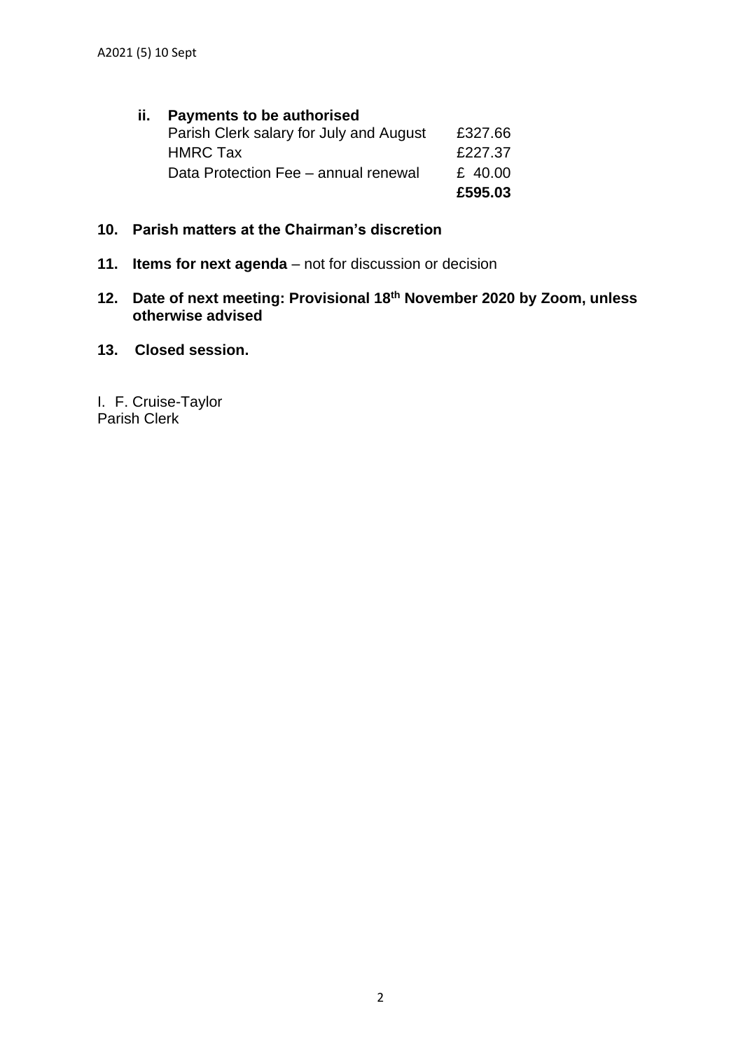**ii. Payments to be authorised**

| | |
|---|---|
| Parish Clerk salary for July and August | £327.66 |
| HMRC Tax | £227.37 |
| Data Protection Fee – annual renewal | £ 40.00 |
| | **£595.03** |

**10. Parish matters at the Chairman's discretion**

**11. Items for next agenda** – not for discussion or decision

**12. Date of next meeting: Provisional 18th November 2020 by Zoom, unless otherwise advised**

**13. Closed session.**

I. F. Cruise-Taylor
Parish Clerk